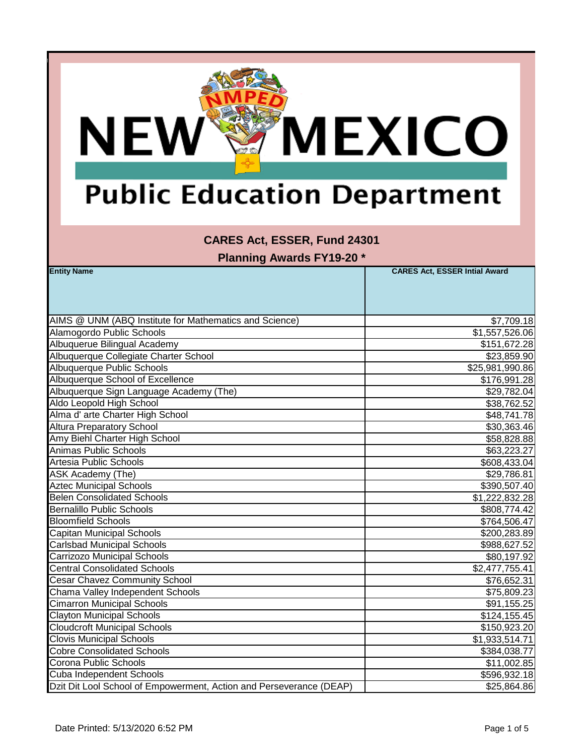# New Mexico Public Education Department

## CARES Act, ESSER, Fund 24301

### Planning Awards FY19-20 *

| Entity Name | CARES Act, ESSER Intial Award |
|---|---|
| AIMS @ UNM (ABQ Institute for Mathematics and Science) | $7,709.18 |
| Alamogordo Public Schools | $1,557,526.06 |
| Albuquerue Bilingual Academy | $151,672.28 |
| Albuquerque Collegiate Charter School | $23,859.90 |
| Albuquerque Public Schools | $25,981,990.86 |
| Albuquerque School of Excellence | $176,991.28 |
| Albuquerque Sign Language Academy (The) | $29,782.04 |
| Aldo Leopold High School | $38,762.52 |
| Alma d' arte Charter High School | $48,741.78 |
| Altura Preparatory School | $30,363.46 |
| Amy Biehl Charter High School | $58,828.88 |
| Animas Public Schools | $63,223.27 |
| Artesia Public Schools | $608,433.04 |
| ASK Academy (The) | $29,786.81 |
| Aztec Municipal Schools | $390,507.40 |
| Belen Consolidated Schools | $1,222,832.28 |
| Bernalillo Public Schools | $808,774.42 |
| Bloomfield Schools | $764,506.47 |
| Capitan Municipal Schools | $200,283.89 |
| Carlsbad Municipal Schools | $988,627.52 |
| Carrizozo Municipal Schools | $80,197.92 |
| Central Consolidated Schools | $2,477,755.41 |
| Cesar Chavez Community School | $76,652.31 |
| Chama Valley Independent Schools | $75,809.23 |
| Cimarron Municipal Schools | $91,155.25 |
| Clayton Municipal Schools | $124,155.45 |
| Cloudcroft Municipal Schools | $150,923.20 |
| Clovis Municipal Schools | $1,933,514.71 |
| Cobre Consolidated Schools | $384,038.77 |
| Corona Public Schools | $11,002.85 |
| Cuba Independent Schools | $596,932.18 |
| Dzit Dit Lool School of Empowerment, Action and Perseverance (DEAP) | $25,864.86 |

Date Printed: 5/13/2020 6:52 PM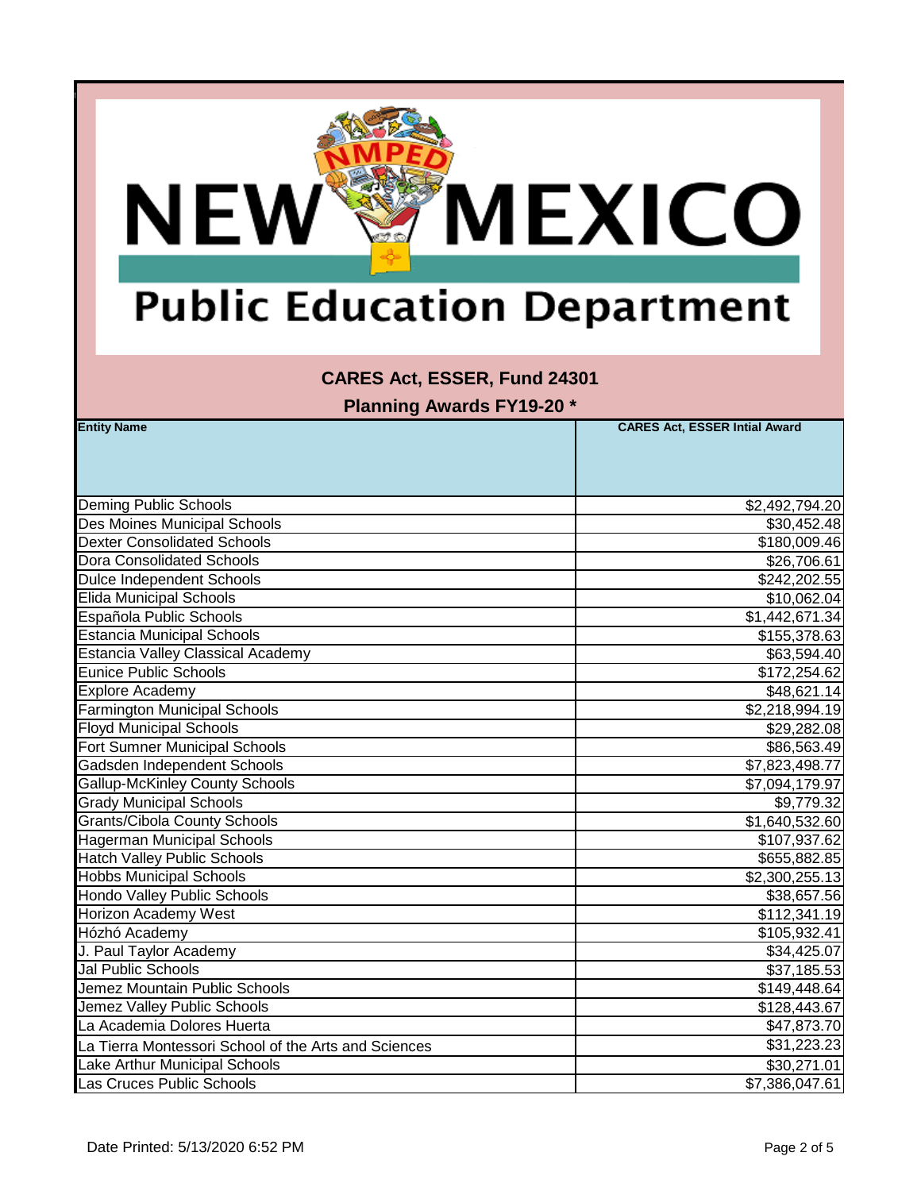NEW MEXICO Public Education Department

## CARES Act, ESSER, Fund 24301

## Planning Awards FY19-20 *

| Entity Name | CARES Act, ESSER Intial Award |
|---|---|
| Deming Public Schools | $2,492,794.20 |
| Des Moines Municipal Schools | $30,452.48 |
| Dexter Consolidated Schools | $180,009.46 |
| Dora Consolidated Schools | $26,706.61 |
| Dulce Independent Schools | $242,202.55 |
| Elida Municipal Schools | $10,062.04 |
| Española Public Schools | $1,442,671.34 |
| Estancia Municipal Schools | $155,378.63 |
| Estancia Valley Classical Academy | $63,594.40 |
| Eunice Public Schools | $172,254.62 |
| Explore Academy | $48,621.14 |
| Farmington Municipal Schools | $2,218,994.19 |
| Floyd Municipal Schools | $29,282.08 |
| Fort Sumner Municipal Schools | $86,563.49 |
| Gadsden Independent Schools | $7,823,498.77 |
| Gallup-McKinley County Schools | $7,094,179.97 |
| Grady Municipal Schools | $9,779.32 |
| Grants/Cibola County Schools | $1,640,532.60 |
| Hagerman Municipal Schools | $107,937.62 |
| Hatch Valley Public Schools | $655,882.85 |
| Hobbs Municipal Schools | $2,300,255.13 |
| Hondo Valley Public Schools | $38,657.56 |
| Horizon Academy West | $112,341.19 |
| Hózhó Academy | $105,932.41 |
| J. Paul Taylor Academy | $34,425.07 |
| Jal Public Schools | $37,185.53 |
| Jemez Mountain Public Schools | $149,448.64 |
| Jemez Valley Public Schools | $128,443.67 |
| La Academia Dolores Huerta | $47,873.70 |
| La Tierra Montessori School of the Arts and Sciences | $31,223.23 |
| Lake Arthur Municipal Schools | $30,271.01 |
| Las Cruces Public Schools | $7,386,047.61 |

Date Printed: 5/13/2020 6:52 PM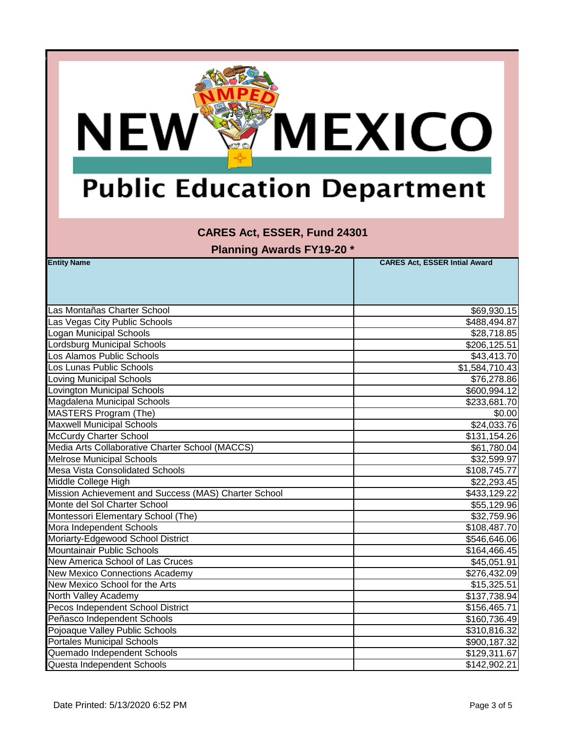New Mexico Public Education Department

## CARES Act, ESSER, Fund 24301

## Planning Awards FY19-20 *

| Entity Name | CARES Act, ESSER Intial Award |
|---|---|
| Las Montañas Charter School | $69,930.15 |
| Las Vegas City Public Schools | $488,494.87 |
| Logan Municipal Schools | $28,718.85 |
| Lordsburg Municipal Schools | $206,125.51 |
| Los Alamos Public Schools | $43,413.70 |
| Los Lunas Public Schools | $1,584,710.43 |
| Loving Municipal Schools | $76,278.86 |
| Lovington Municipal Schools | $600,994.12 |
| Magdalena Municipal Schools | $233,681.70 |
| MASTERS Program (The) | $0.00 |
| Maxwell Municipal Schools | $24,033.76 |
| McCurdy Charter School | $131,154.26 |
| Media Arts Collaborative Charter School (MACCS) | $61,780.04 |
| Melrose Municipal Schools | $32,599.97 |
| Mesa Vista Consolidated Schools | $108,745.77 |
| Middle College High | $22,293.45 |
| Mission Achievement and Success (MAS) Charter School | $433,129.22 |
| Monte del Sol Charter School | $55,129.96 |
| Montessori Elementary School (The) | $32,759.96 |
| Mora Independent Schools | $108,487.70 |
| Moriarty-Edgewood School District | $546,646.06 |
| Mountainair Public Schools | $164,466.45 |
| New America School of Las Cruces | $45,051.91 |
| New Mexico Connections Academy | $276,432.09 |
| New Mexico School for the Arts | $15,325.51 |
| North Valley Academy | $137,738.94 |
| Pecos Independent School District | $156,465.71 |
| Peñasco Independent Schools | $160,736.49 |
| Pojoaque Valley Public Schools | $310,816.32 |
| Portales Municipal Schools | $900,187.32 |
| Quemado Independent Schools | $129,311.67 |
| Questa Independent Schools | $142,902.21 |

Date Printed: 5/13/2020 6:52 PM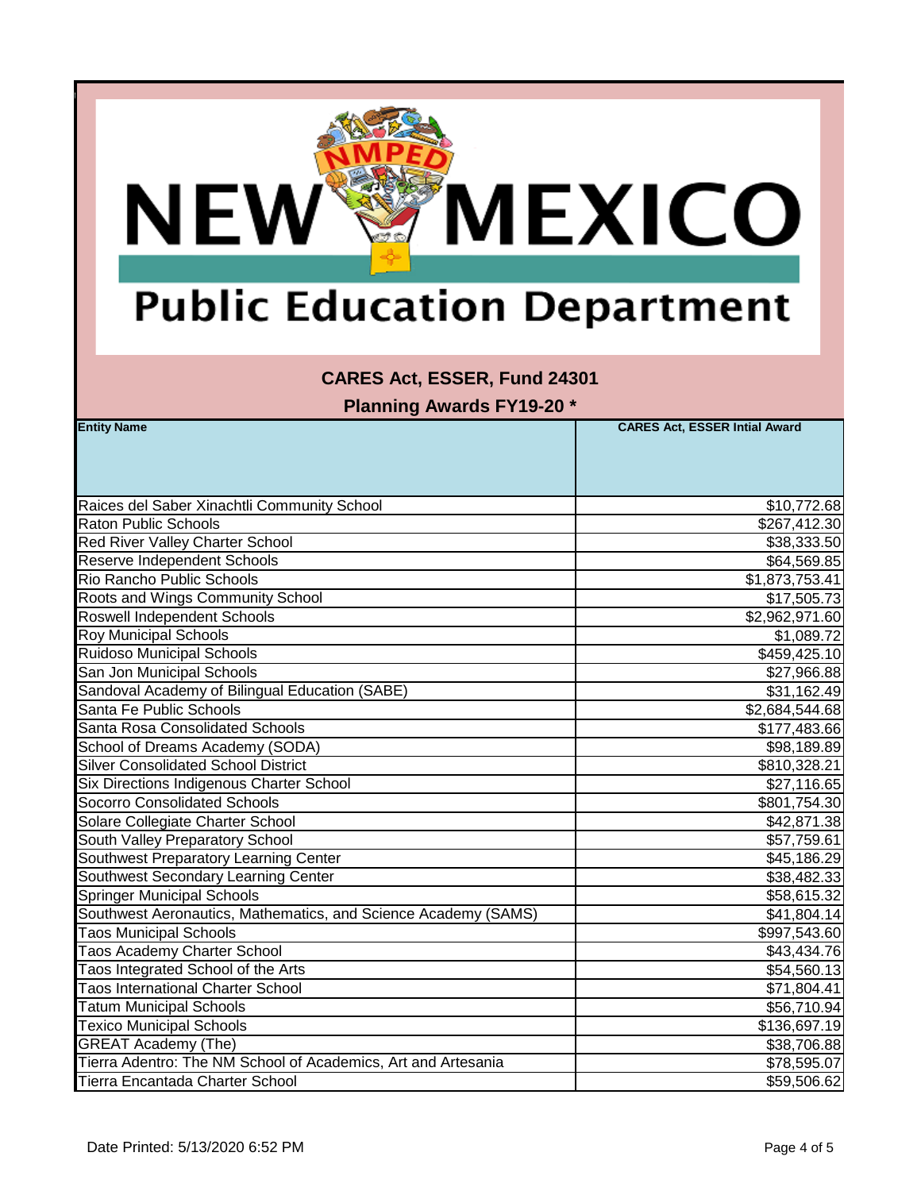# New Mexico Public Education Department

## CARES Act, ESSER, Fund 24301

## Planning Awards FY19-20 *

| Entity Name | CARES Act, ESSER Intial Award |
|---|---|
| Raices del Saber Xinachtli Community School | $10,772.68 |
| Raton Public Schools | $267,412.30 |
| Red River Valley Charter School | $38,333.50 |
| Reserve Independent Schools | $64,569.85 |
| Rio Rancho Public Schools | $1,873,753.41 |
| Roots and Wings Community School | $17,505.73 |
| Roswell Independent Schools | $2,962,971.60 |
| Roy Municipal Schools | $1,089.72 |
| Ruidoso Municipal Schools | $459,425.10 |
| San Jon Municipal Schools | $27,966.88 |
| Sandoval Academy of Bilingual Education (SABE) | $31,162.49 |
| Santa Fe Public Schools | $2,684,544.68 |
| Santa Rosa Consolidated Schools | $177,483.66 |
| School of Dreams Academy (SODA) | $98,189.89 |
| Silver Consolidated School District | $810,328.21 |
| Six Directions Indigenous Charter School | $27,116.65 |
| Socorro Consolidated Schools | $801,754.30 |
| Solare Collegiate Charter School | $42,871.38 |
| South Valley Preparatory School | $57,759.61 |
| Southwest Preparatory Learning Center | $45,186.29 |
| Southwest Secondary Learning Center | $38,482.33 |
| Springer Municipal Schools | $58,615.32 |
| Southwest Aeronautics, Mathematics, and Science Academy (SAMS) | $41,804.14 |
| Taos Municipal Schools | $997,543.60 |
| Taos Academy Charter School | $43,434.76 |
| Taos Integrated School of the Arts | $54,560.13 |
| Taos International Charter School | $71,804.41 |
| Tatum Municipal Schools | $56,710.94 |
| Texico Municipal Schools | $136,697.19 |
| GREAT Academy (The) | $38,706.88 |
| Tierra Adentro: The NM School of Academics, Art and Artesania | $78,595.07 |
| Tierra Encantada Charter School | $59,506.62 |

Date Printed: 5/13/2020 6:52 PM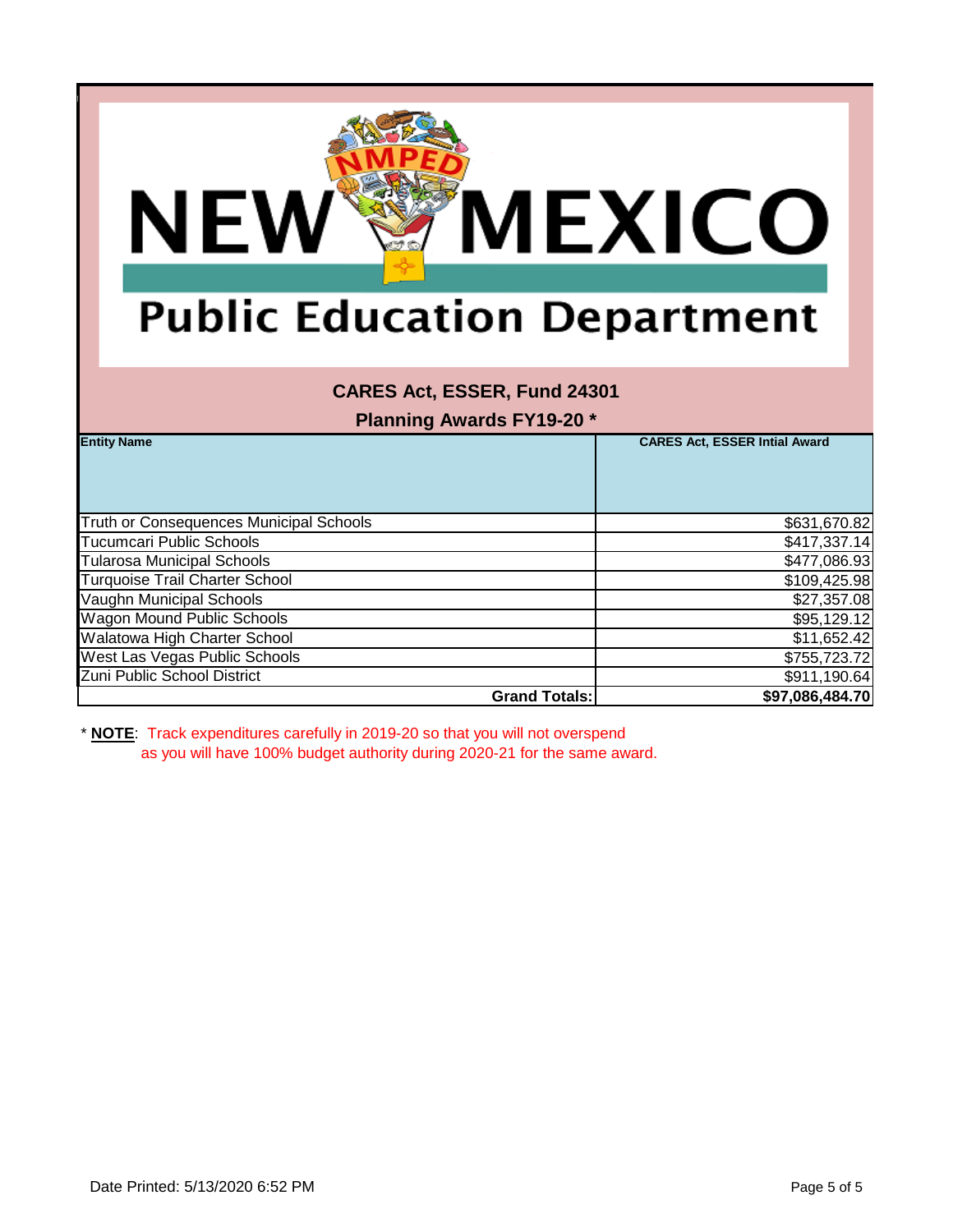# NEW MEXICO Public Education Department

## CARES Act, ESSER, Fund 24301

### Planning Awards FY19-20 *

| Entity Name | CARES Act, ESSER Intial Award |
|---|---|
| Truth or Consequences Municipal Schools | $631,670.82 |
| Tucumcari Public Schools | $417,337.14 |
| Tularosa Municipal Schools | $477,086.93 |
| Turquoise Trail Charter School | $109,425.98 |
| Vaughn Municipal Schools | $27,357.08 |
| Wagon Mound Public Schools | $95,129.12 |
| Walatowa High Charter School | $11,652.42 |
| West Las Vegas Public Schools | $755,723.72 |
| Zuni Public School District | $911,190.64 |
| **Grand Totals:** | **$97,086,484.70** |

* **NOTE**: Track expenditures carefully in 2019-20 so that you will not overspend as you will have 100% budget authority during 2020-21 for the same award.

Date Printed: 5/13/2020 6:52 PM